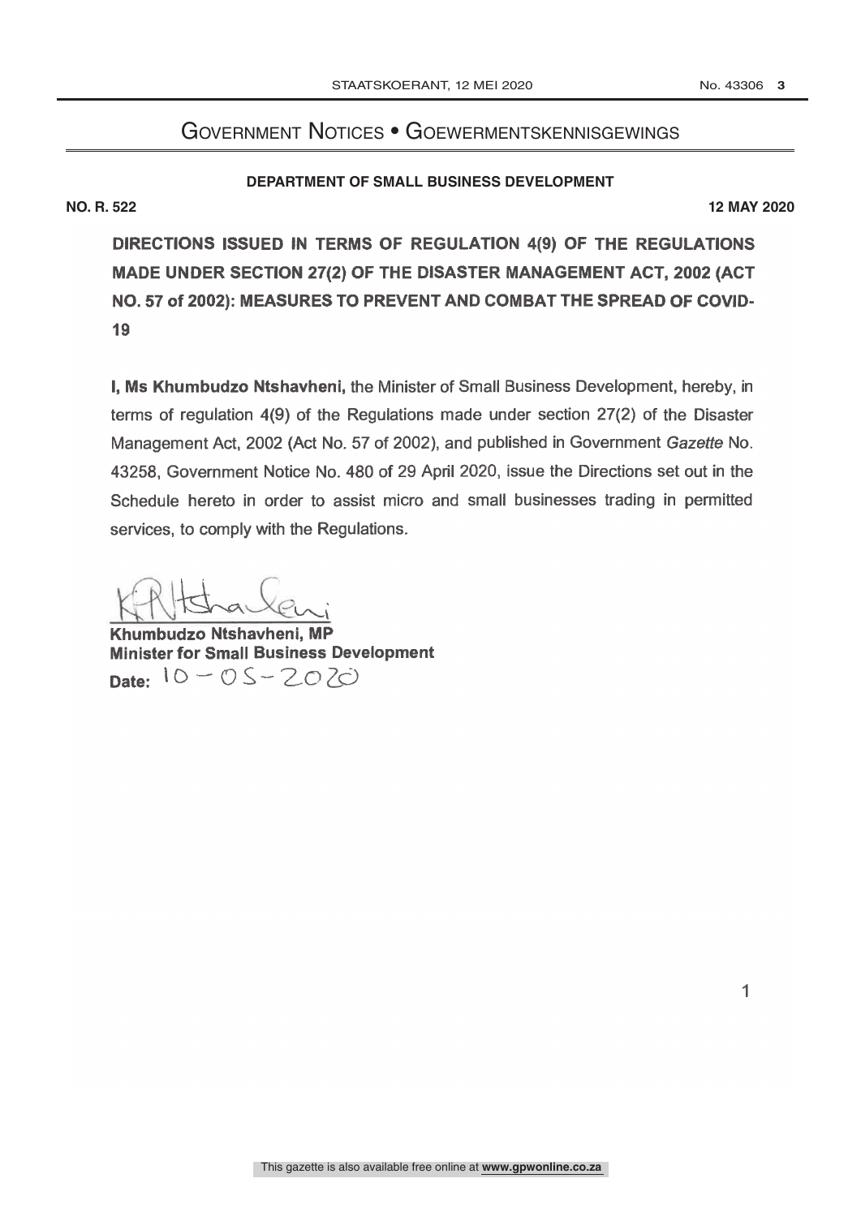# Government Notices • Goewermentskennisgewings

## DEPARTMENT OF SMALL BUSINESS DEVELOPMENT

**NO. R. 522** **12 MAY 2020**

**DIRECTIONS ISSUED IN TERMS OF REGULATION 4(9) OF THE REGULATIONS MADE UNDER SECTION 27(2) OF THE DISASTER MANAGEMENT ACT, 2002 (ACT NO. 57 of 2002): MEASURES TO PREVENT AND COMBAT THE SPREAD OF COVID-19**

**I, Ms Khumbudzo Ntshavheni,** the Minister of Small Business Development, hereby, in terms of regulation 4(9) of the Regulations made under section 27(2) of the Disaster Management Act, 2002 (Act No. 57 of 2002), and published in Government *Gazette* No. 43258, Government Notice No. 480 of 29 April 2020, issue the Directions set out in the Schedule hereto in order to assist micro and small businesses trading in permitted services, to comply with the Regulations.

**Khumbudzo Ntshavheni, MP**
**Minister for Small Business Development**
**Date:** 10-05-2020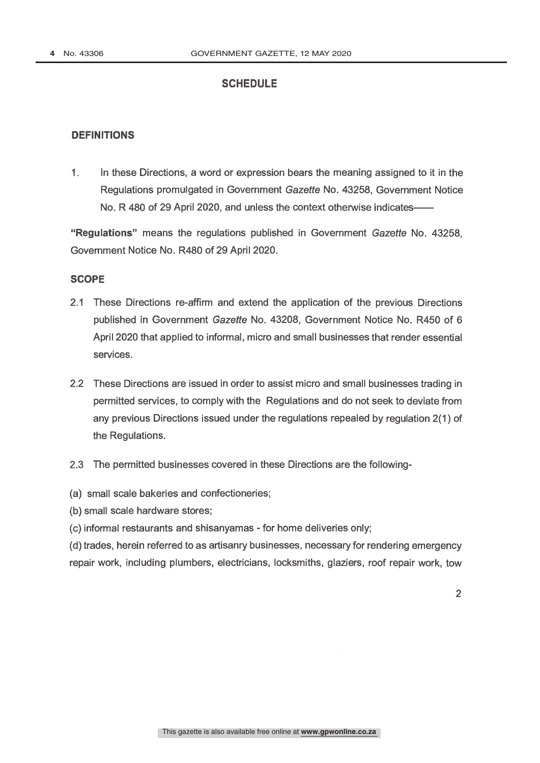## SCHEDULE

### DEFINITIONS

1. In these Directions, a word or expression bears the meaning assigned to it in the Regulations promulgated in Government *Gazette* No. 43258, Government Notice No. R 480 of 29 April 2020, and unless the context otherwise indicates——

**"Regulations"** means the regulations published in Government *Gazette* No. 43258, Government Notice No. R480 of 29 April 2020.

### SCOPE

2.1 These Directions re-affirm and extend the application of the previous Directions published in Government *Gazette* No. 43208, Government Notice No. R450 of 6 April 2020 that applied to informal, micro and small businesses that render essential services.

2.2 These Directions are issued in order to assist micro and small businesses trading in permitted services, to comply with the Regulations and do not seek to deviate from any previous Directions issued under the regulations repealed by regulation 2(1) of the Regulations.

2.3 The permitted businesses covered in these Directions are the following-

(a) small scale bakeries and confectioneries;

(b) small scale hardware stores;

(c) informal restaurants and shisanyamas - for home deliveries only;

(d) trades, herein referred to as artisanry businesses, necessary for rendering emergency repair work, including plumbers, electricians, locksmiths, glaziers, roof repair work, tow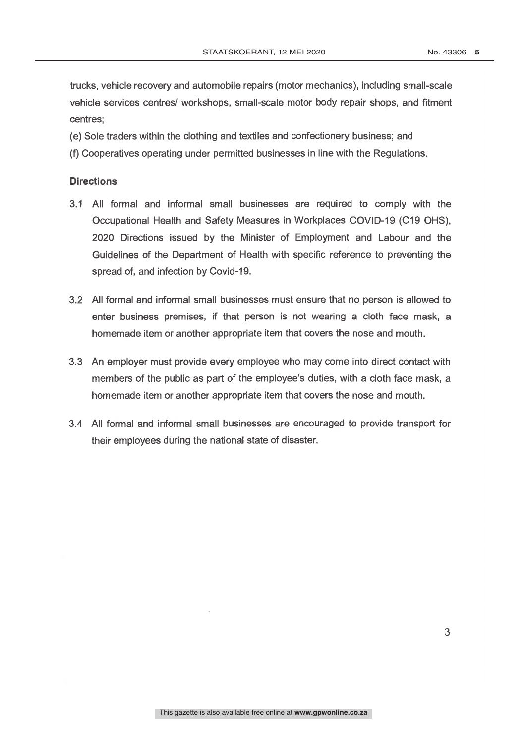trucks, vehicle recovery and automobile repairs (motor mechanics), including small-scale vehicle services centres/ workshops, small-scale motor body repair shops, and fitment centres;

(e) Sole traders within the clothing and textiles and confectionery business; and

(f) Cooperatives operating under permitted businesses in line with the Regulations.

**Directions**

3.1 All formal and informal small businesses are required to comply with the Occupational Health and Safety Measures in Workplaces COVID-19 (C19 OHS), 2020 Directions issued by the Minister of Employment and Labour and the Guidelines of the Department of Health with specific reference to preventing the spread of, and infection by Covid-19.

3.2 All formal and informal small businesses must ensure that no person is allowed to enter business premises, if that person is not wearing a cloth face mask, a homemade item or another appropriate item that covers the nose and mouth.

3.3 An employer must provide every employee who may come into direct contact with members of the public as part of the employee's duties, with a cloth face mask, a homemade item or another appropriate item that covers the nose and mouth.

3.4 All formal and informal small businesses are encouraged to provide transport for their employees during the national state of disaster.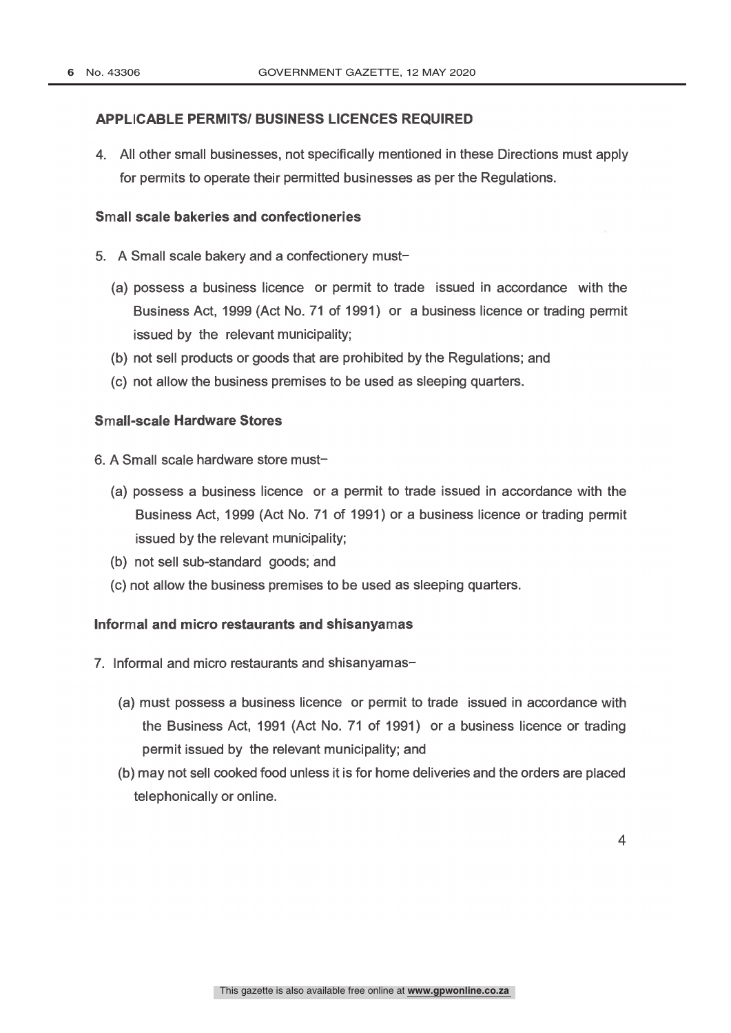## APPLICABLE PERMITS/ BUSINESS LICENCES REQUIRED

4. All other small businesses, not specifically mentioned in these Directions must apply for permits to operate their permitted businesses as per the Regulations.

### Small scale bakeries and confectioneries

5. A Small scale bakery and a confectionery must–

   (a) possess a business licence or permit to trade issued in accordance with the Business Act, 1999 (Act No. 71 of 1991) or a business licence or trading permit issued by the relevant municipality;

   (b) not sell products or goods that are prohibited by the Regulations; and

   (c) not allow the business premises to be used as sleeping quarters.

### Small-scale Hardware Stores

6. A Small scale hardware store must–

   (a) possess a business licence or a permit to trade issued in accordance with the Business Act, 1999 (Act No. 71 of 1991) or a business licence or trading permit issued by the relevant municipality;

   (b) not sell sub-standard goods; and

   (c) not allow the business premises to be used as sleeping quarters.

### Informal and micro restaurants and shisanyamas

7. Informal and micro restaurants and shisanyamas–

   (a) must possess a business licence or permit to trade issued in accordance with the Business Act, 1991 (Act No. 71 of 1991) or a business licence or trading permit issued by the relevant municipality; and

   (b) may not sell cooked food unless it is for home deliveries and the orders are placed telephonically or online.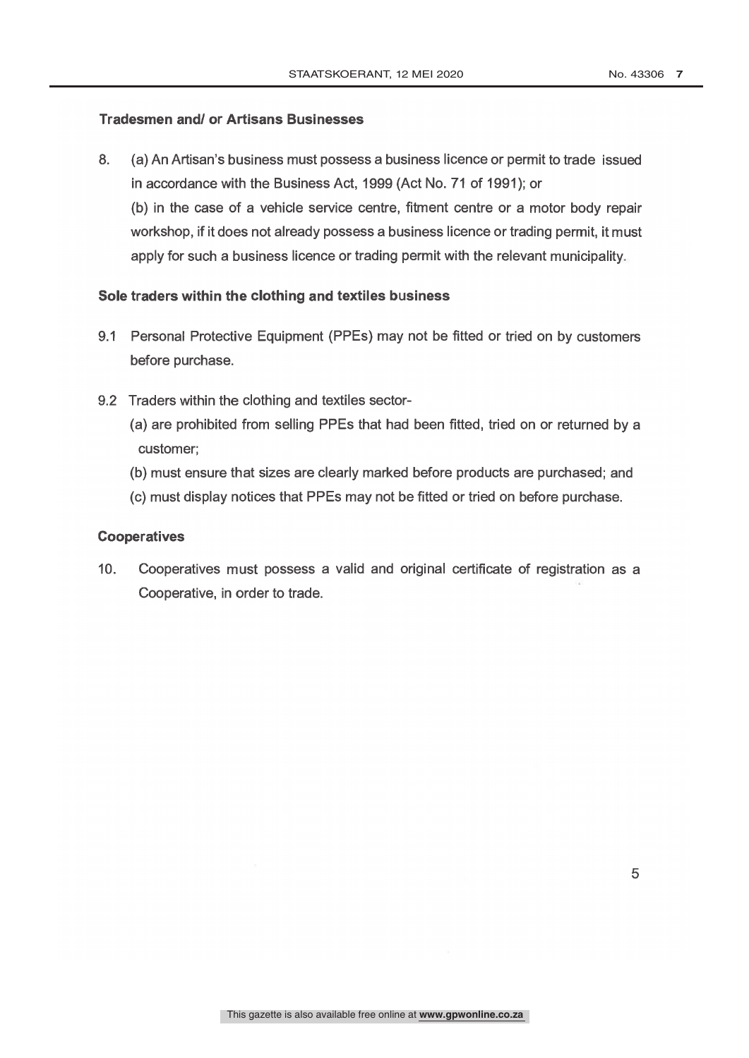**Tradesmen and/ or Artisans Businesses**

8. (a) An Artisan's business must possess a business licence or permit to trade issued in accordance with the Business Act, 1999 (Act No. 71 of 1991); or

   (b) in the case of a vehicle service centre, fitment centre or a motor body repair workshop, if it does not already possess a business licence or trading permit, it must apply for such a business licence or trading permit with the relevant municipality.

**Sole traders within the clothing and textiles business**

9.1 Personal Protective Equipment (PPEs) may not be fitted or tried on by customers before purchase.

9.2 Traders within the clothing and textiles sector-

   (a) are prohibited from selling PPEs that had been fitted, tried on or returned by a customer;

   (b) must ensure that sizes are clearly marked before products are purchased; and

   (c) must display notices that PPEs may not be fitted or tried on before purchase.

**Cooperatives**

10. Cooperatives must possess a valid and original certificate of registration as a Cooperative, in order to trade.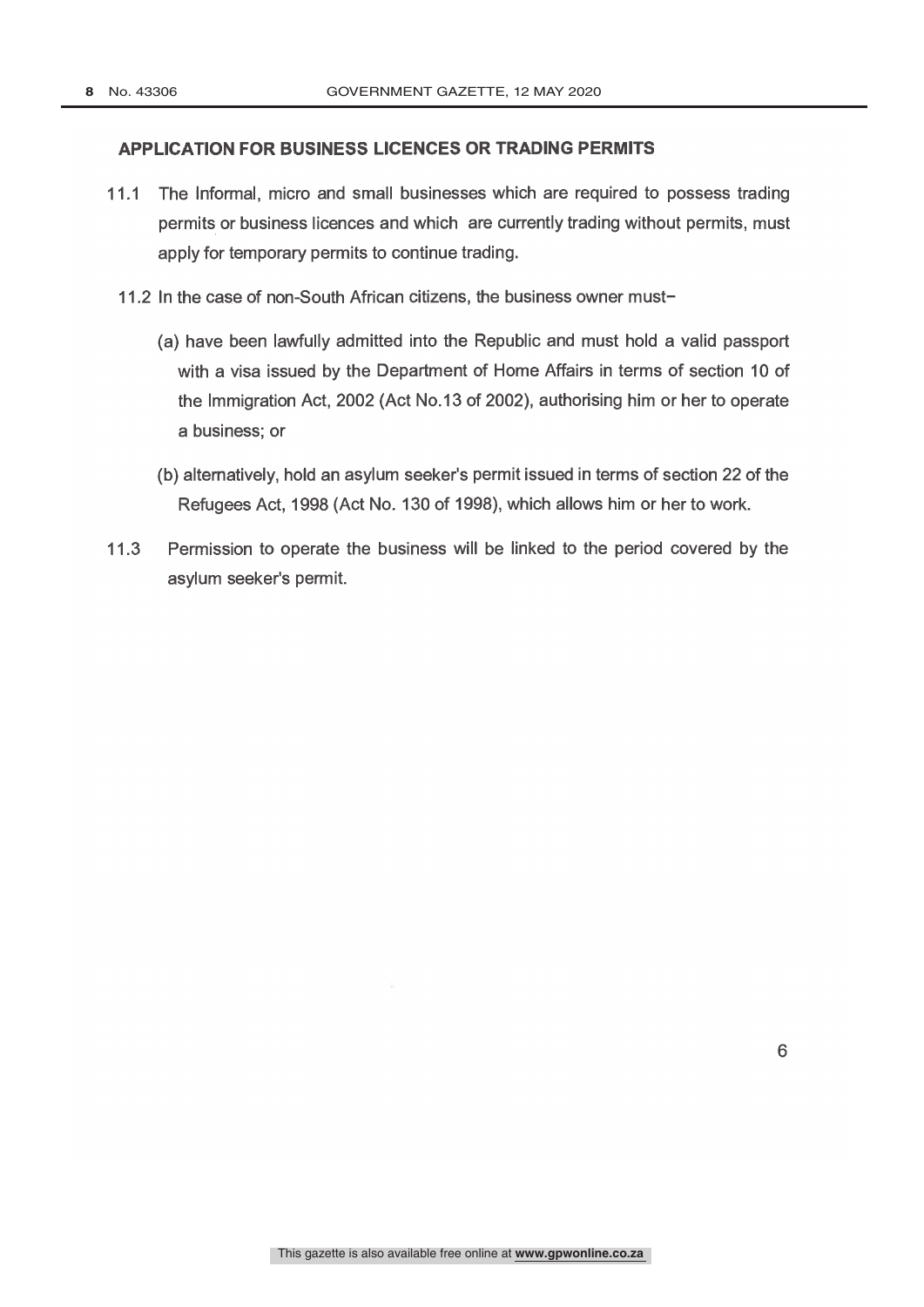## APPLICATION FOR BUSINESS LICENCES OR TRADING PERMITS

11.1 The Informal, micro and small businesses which are required to possess trading permits or business licences and which are currently trading without permits, must apply for temporary permits to continue trading.

11.2 In the case of non-South African citizens, the business owner must–

(a) have been lawfully admitted into the Republic and must hold a valid passport with a visa issued by the Department of Home Affairs in terms of section 10 of the Immigration Act, 2002 (Act No.13 of 2002), authorising him or her to operate a business; or

(b) alternatively, hold an asylum seeker's permit issued in terms of section 22 of the Refugees Act, 1998 (Act No. 130 of 1998), which allows him or her to work.

11.3 Permission to operate the business will be linked to the period covered by the asylum seeker's permit.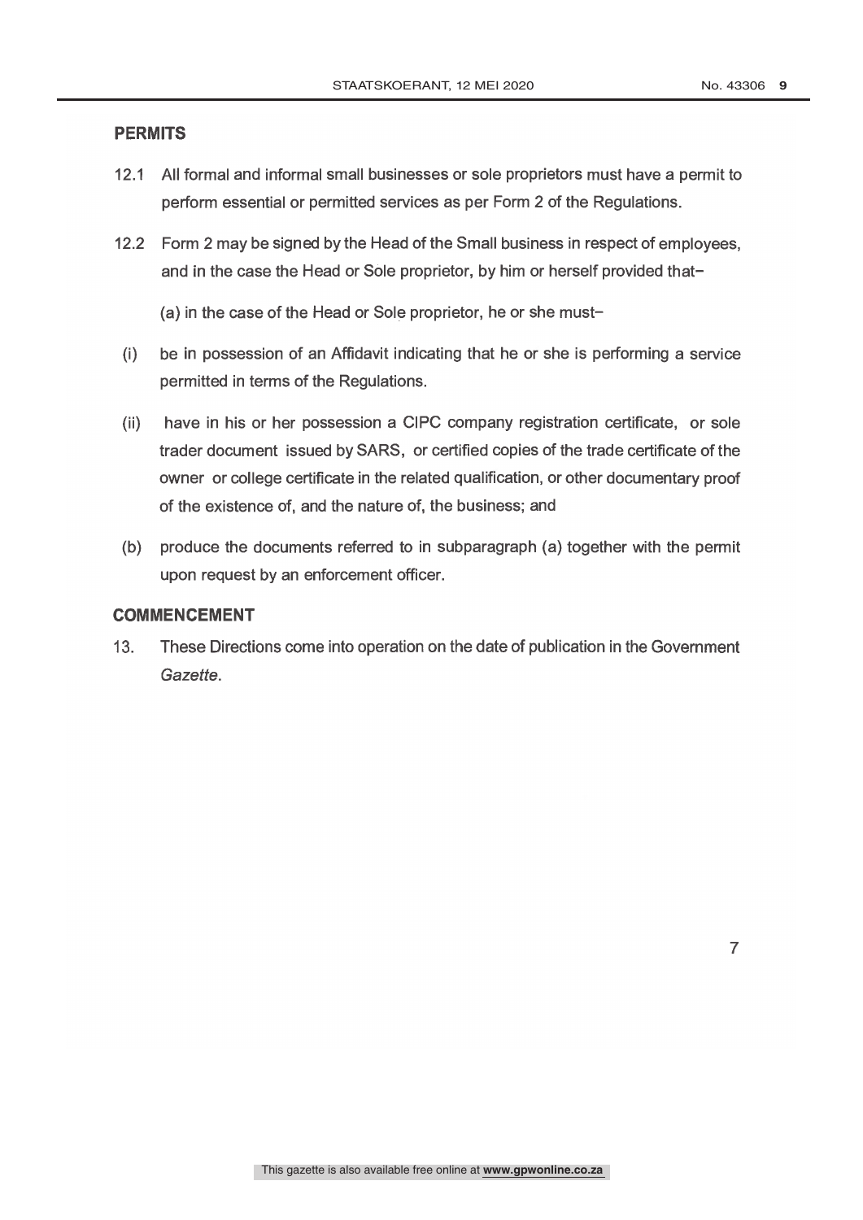## PERMITS

12.1 All formal and informal small businesses or sole proprietors must have a permit to perform essential or permitted services as per Form 2 of the Regulations.

12.2 Form 2 may be signed by the Head of the Small business in respect of employees, and in the case the Head or Sole proprietor, by him or herself provided that–

(a) in the case of the Head or Sole proprietor, he or she must–

(i) be in possession of an Affidavit indicating that he or she is performing a service permitted in terms of the Regulations.

(ii) have in his or her possession a CIPC company registration certificate, or sole trader document issued by SARS, or certified copies of the trade certificate of the owner or college certificate in the related qualification, or other documentary proof of the existence of, and the nature of, the business; and

(b) produce the documents referred to in subparagraph (a) together with the permit upon request by an enforcement officer.

## COMMENCEMENT

13. These Directions come into operation on the date of publication in the Government *Gazette*.